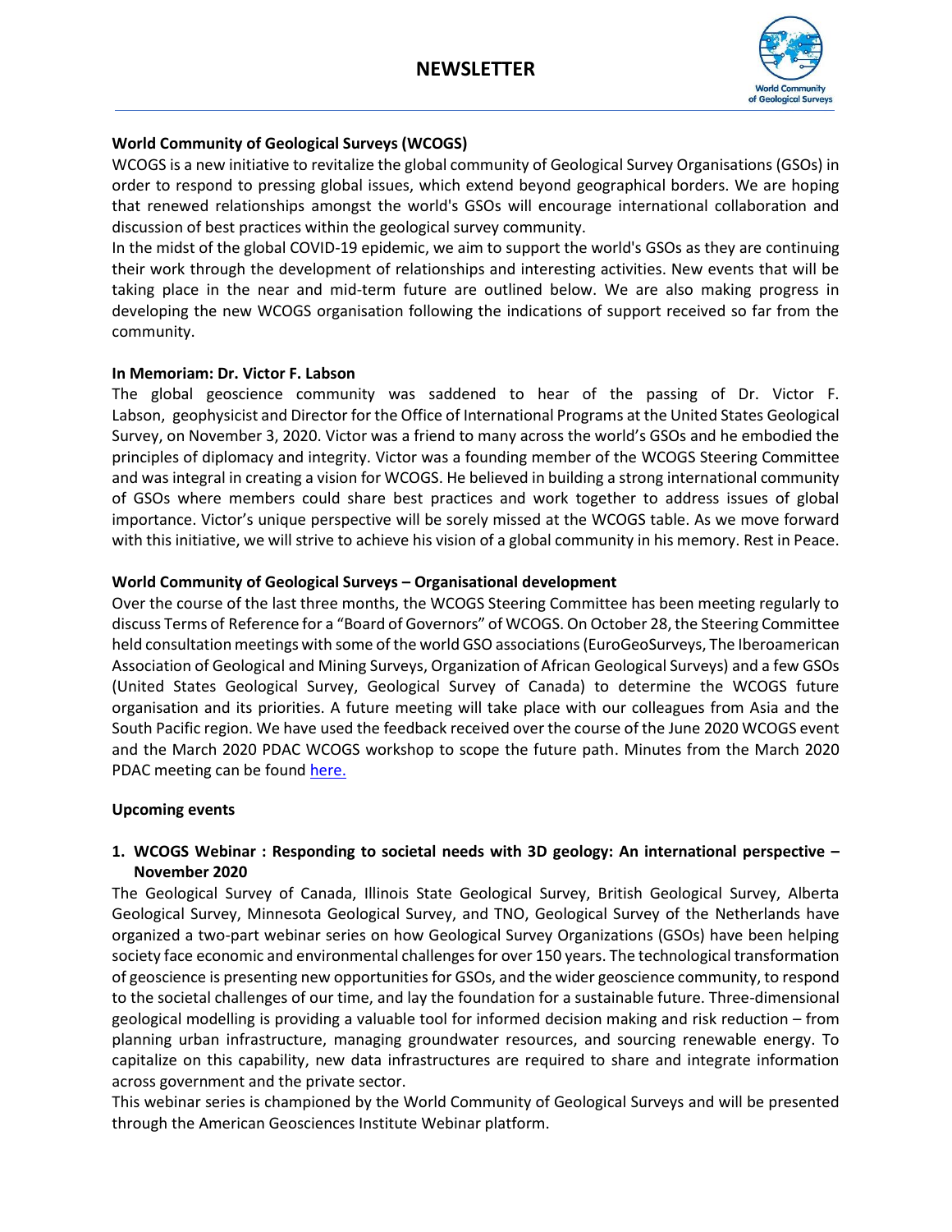# NEWSLETTER

**World Community of Geological Surveys (WCOGS)**

WCOGS is a new initiative to revitalize the global community of Geological Survey Organisations (GSOs) in order to respond to pressing global issues, which extend beyond geographical borders. We are hoping that renewed relationships amongst the world's GSOs will encourage international collaboration and discussion of best practices within the geological survey community.

In the midst of the global COVID-19 epidemic, we aim to support the world's GSOs as they are continuing their work through the development of relationships and interesting activities. New events that will be taking place in the near and mid-term future are outlined below. We are also making progress in developing the new WCOGS organisation following the indications of support received so far from the community.

**In Memoriam: Dr. Victor F. Labson**

The global geoscience community was saddened to hear of the passing of Dr. Victor F. Labson, geophysicist and Director for the Office of International Programs at the United States Geological Survey, on November 3, 2020. Victor was a friend to many across the world's GSOs and he embodied the principles of diplomacy and integrity. Victor was a founding member of the WCOGS Steering Committee and was integral in creating a vision for WCOGS. He believed in building a strong international community of GSOs where members could share best practices and work together to address issues of global importance. Victor's unique perspective will be sorely missed at the WCOGS table. As we move forward with this initiative, we will strive to achieve his vision of a global community in his memory. Rest in Peace.

**World Community of Geological Surveys – Organisational development**

Over the course of the last three months, the WCOGS Steering Committee has been meeting regularly to discuss Terms of Reference for a "Board of Governors" of WCOGS. On October 28, the Steering Committee held consultation meetings with some of the world GSO associations (EuroGeoSurveys, The Iberoamerican Association of Geological and Mining Surveys, Organization of African Geological Surveys) and a few GSOs (United States Geological Survey, Geological Survey of Canada) to determine the WCOGS future organisation and its priorities. A future meeting will take place with our colleagues from Asia and the South Pacific region. We have used the feedback received over the course of the June 2020 WCOGS event and the March 2020 PDAC WCOGS workshop to scope the future path. Minutes from the March 2020 PDAC meeting can be found here.

**Upcoming events**

1. **WCOGS Webinar : Responding to societal needs with 3D geology: An international perspective – November 2020**

The Geological Survey of Canada, Illinois State Geological Survey, British Geological Survey, Alberta Geological Survey, Minnesota Geological Survey, and TNO, Geological Survey of the Netherlands have organized a two-part webinar series on how Geological Survey Organizations (GSOs) have been helping society face economic and environmental challenges for over 150 years. The technological transformation of geoscience is presenting new opportunities for GSOs, and the wider geoscience community, to respond to the societal challenges of our time, and lay the foundation for a sustainable future. Three-dimensional geological modelling is providing a valuable tool for informed decision making and risk reduction – from planning urban infrastructure, managing groundwater resources, and sourcing renewable energy. To capitalize on this capability, new data infrastructures are required to share and integrate information across government and the private sector.

This webinar series is championed by the World Community of Geological Surveys and will be presented through the American Geosciences Institute Webinar platform.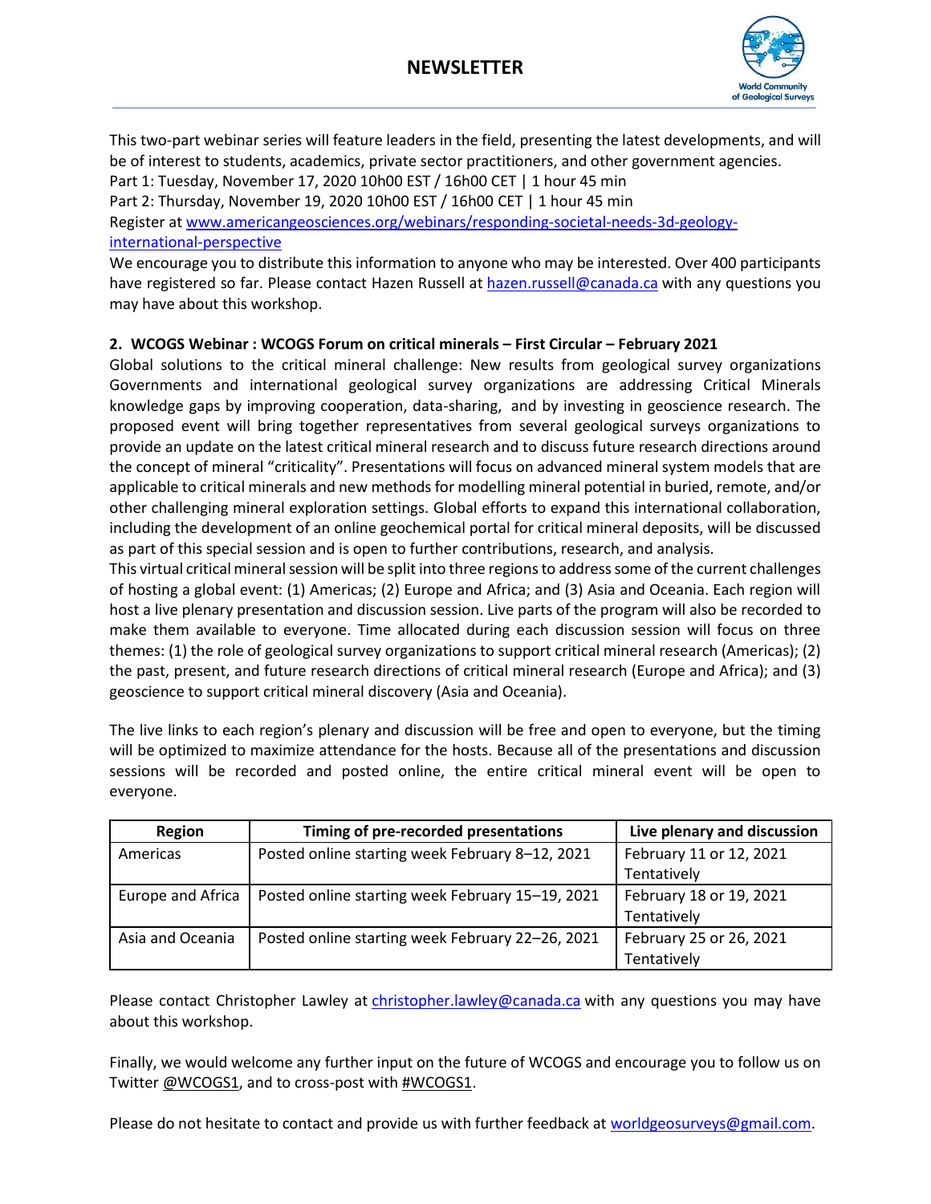This two-part webinar series will feature leaders in the field, presenting the latest developments, and will be of interest to students, academics, private sector practitioners, and other government agencies.
Part 1: Tuesday, November 17, 2020 10h00 EST / 16h00 CET | 1 hour 45 min
Part 2: Thursday, November 19, 2020 10h00 EST / 16h00 CET | 1 hour 45 min
Register at [www.americangeosciences.org/webinars/responding-societal-needs-3d-geology-international-perspective](www.americangeosciences.org/webinars/responding-societal-needs-3d-geology-international-perspective)
We encourage you to distribute this information to anyone who may be interested. Over 400 participants have registered so far. Please contact Hazen Russell at [hazen.russell@canada.ca](mailto:hazen.russell@canada.ca) with any questions you may have about this workshop.

**2. WCOGS Webinar : WCOGS Forum on critical minerals – First Circular – February 2021**

Global solutions to the critical mineral challenge: New results from geological survey organizations Governments and international geological survey organizations are addressing Critical Minerals knowledge gaps by improving cooperation, data-sharing, and by investing in geoscience research. The proposed event will bring together representatives from several geological surveys organizations to provide an update on the latest critical mineral research and to discuss future research directions around the concept of mineral "criticality". Presentations will focus on advanced mineral system models that are applicable to critical minerals and new methods for modelling mineral potential in buried, remote, and/or other challenging mineral exploration settings. Global efforts to expand this international collaboration, including the development of an online geochemical portal for critical mineral deposits, will be discussed as part of this special session and is open to further contributions, research, and analysis.

This virtual critical mineral session will be split into three regions to address some of the current challenges of hosting a global event: (1) Americas; (2) Europe and Africa; and (3) Asia and Oceania. Each region will host a live plenary presentation and discussion session. Live parts of the program will also be recorded to make them available to everyone. Time allocated during each discussion session will focus on three themes: (1) the role of geological survey organizations to support critical mineral research (Americas); (2) the past, present, and future research directions of critical mineral research (Europe and Africa); and (3) geoscience to support critical mineral discovery (Asia and Oceania).

The live links to each region's plenary and discussion will be free and open to everyone, but the timing will be optimized to maximize attendance for the hosts. Because all of the presentations and discussion sessions will be recorded and posted online, the entire critical mineral event will be open to everyone.

| Region | Timing of pre-recorded presentations | Live plenary and discussion |
|---|---|---|
| Americas | Posted online starting week February 8–12, 2021 | February 11 or 12, 2021 Tentatively |
| Europe and Africa | Posted online starting week February 15–19, 2021 | February 18 or 19, 2021 Tentatively |
| Asia and Oceania | Posted online starting week February 22–26, 2021 | February 25 or 26, 2021 Tentatively |

Please contact Christopher Lawley at [christopher.lawley@canada.ca](mailto:christopher.lawley@canada.ca) with any questions you may have about this workshop.

Finally, we would welcome any further input on the future of WCOGS and encourage you to follow us on Twitter @WCOGS1, and to cross-post with #WCOGS1.

Please do not hesitate to contact and provide us with further feedback at [worldgeosurveys@gmail.com](mailto:worldgeosurveys@gmail.com).